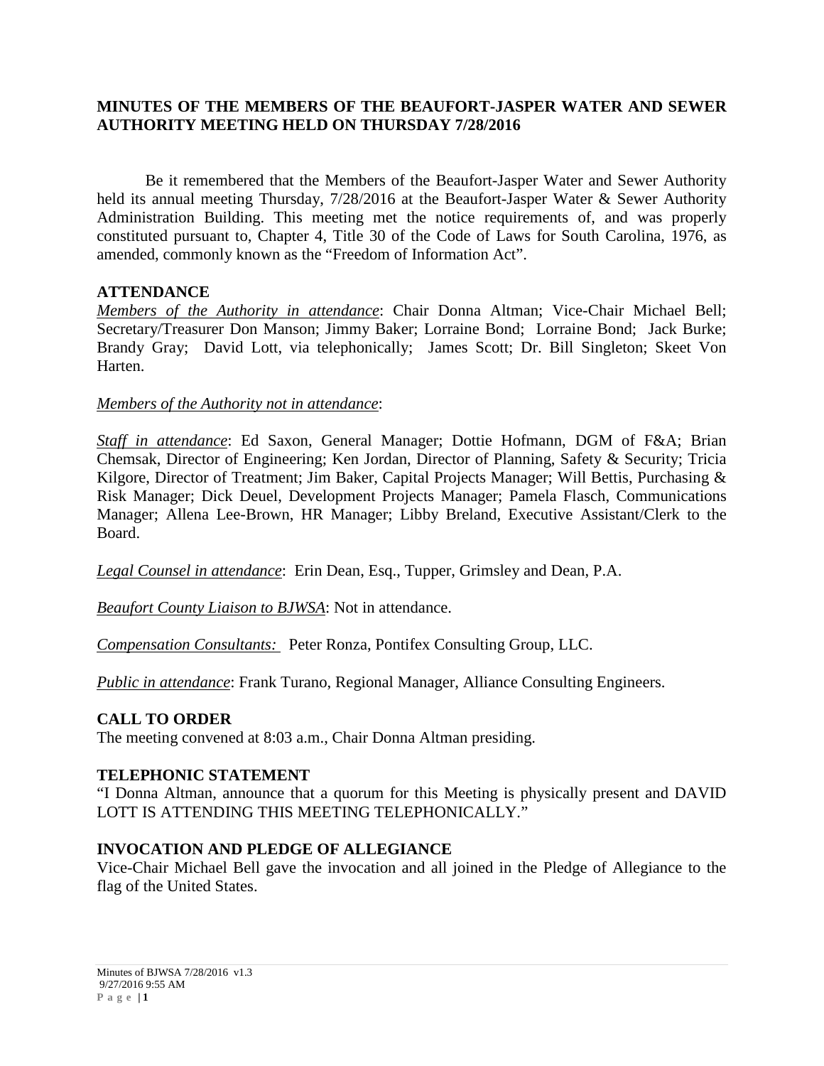## MINUTES OF THE MEMBERS OF THE BEAUFORT-JASPER WATER AND SEWER AUTHORITY MEETING HELD ON THURSDAY 7/28/2016

Be it remembered that the Members of the Beaufort-Jasper Water and Sewer Authority held its annual meeting Thursday, 7/28/2016 at the Beaufort-Jasper Water & Sewer Authority Administration Building. This meeting met the notice requirements of, and was properly constituted pursuant to, Chapter 4, Title 30 of the Code of Laws for South Carolina, 1976, as amended, commonly known as the "Freedom of Information Act".

### ATTENDANCE

*Members of the Authority in attendance*: Chair Donna Altman; Vice-Chair Michael Bell; Secretary/Treasurer Don Manson; Jimmy Baker; Lorraine Bond; Lorraine Bond; Jack Burke; Brandy Gray; David Lott, via telephonically; James Scott; Dr. Bill Singleton; Skeet Von Harten.

*Members of the Authority not in attendance*:

*Staff in attendance*: Ed Saxon, General Manager; Dottie Hofmann, DGM of F&A; Brian Chemsak, Director of Engineering; Ken Jordan, Director of Planning, Safety & Security; Tricia Kilgore, Director of Treatment; Jim Baker, Capital Projects Manager; Will Bettis, Purchasing & Risk Manager; Dick Deuel, Development Projects Manager; Pamela Flasch, Communications Manager; Allena Lee-Brown, HR Manager; Libby Breland, Executive Assistant/Clerk to the Board.

*Legal Counsel in attendance*: Erin Dean, Esq., Tupper, Grimsley and Dean, P.A.

*Beaufort County Liaison to BJWSA*: Not in attendance.

*Compensation Consultants:* Peter Ronza, Pontifex Consulting Group, LLC.

*Public in attendance*: Frank Turano, Regional Manager, Alliance Consulting Engineers.

### CALL TO ORDER

The meeting convened at 8:03 a.m., Chair Donna Altman presiding.

### TELEPHONIC STATEMENT

"I Donna Altman, announce that a quorum for this Meeting is physically present and DAVID LOTT IS ATTENDING THIS MEETING TELEPHONICALLY."

### INVOCATION AND PLEDGE OF ALLEGIANCE

Vice-Chair Michael Bell gave the invocation and all joined in the Pledge of Allegiance to the flag of the United States.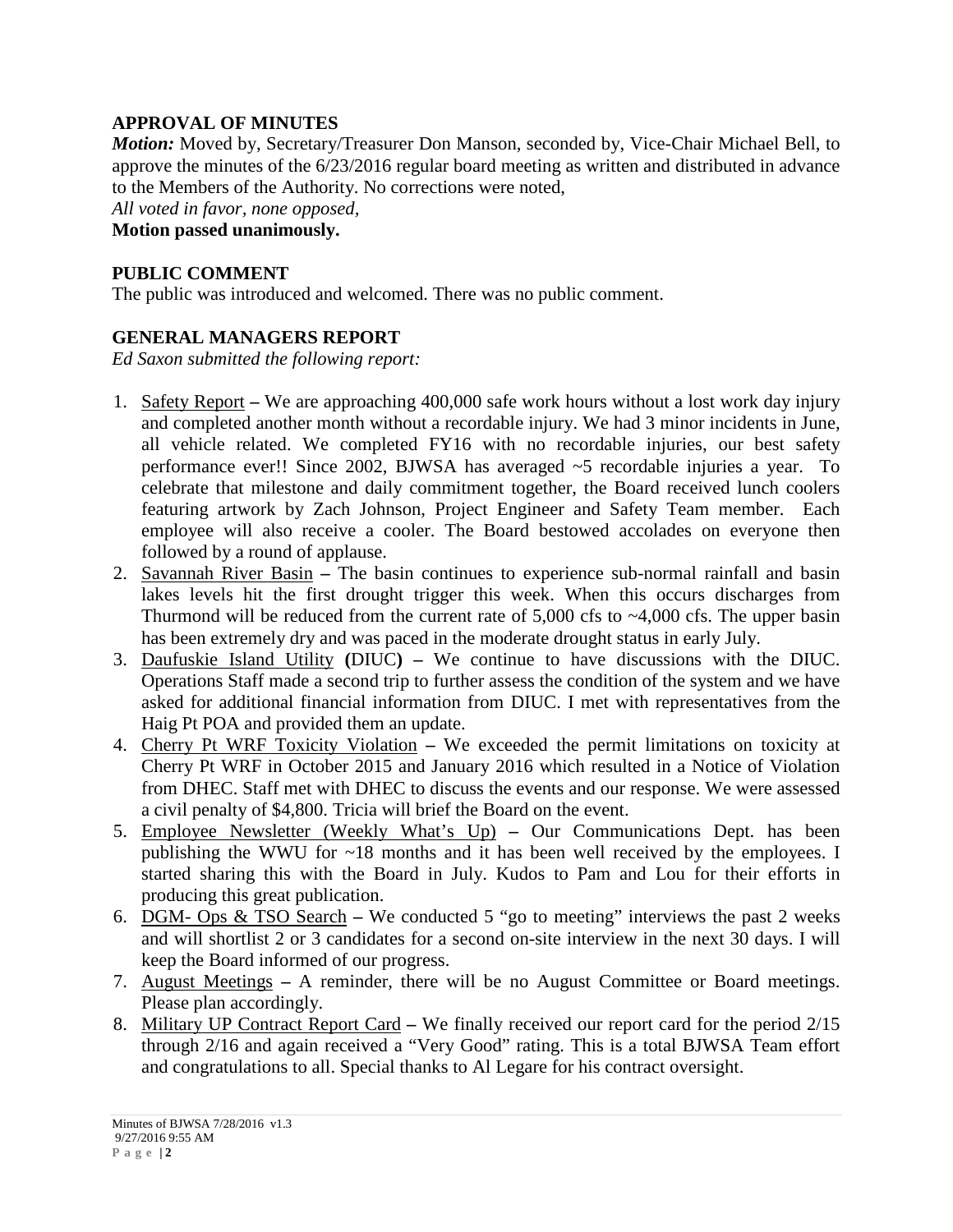## APPROVAL OF MINUTES

***Motion:*** Moved by, Secretary/Treasurer Don Manson, seconded by, Vice-Chair Michael Bell, to approve the minutes of the 6/23/2016 regular board meeting as written and distributed in advance to the Members of the Authority. No corrections were noted,

*All voted in favor, none opposed,*

**Motion passed unanimously.**

## PUBLIC COMMENT

The public was introduced and welcomed. There was no public comment.

## GENERAL MANAGERS REPORT

*Ed Saxon submitted the following report:*

1. Safety Report **–** We are approaching 400,000 safe work hours without a lost work day injury and completed another month without a recordable injury. We had 3 minor incidents in June, all vehicle related. We completed FY16 with no recordable injuries, our best safety performance ever!! Since 2002, BJWSA has averaged ~5 recordable injuries a year. To celebrate that milestone and daily commitment together, the Board received lunch coolers featuring artwork by Zach Johnson, Project Engineer and Safety Team member. Each employee will also receive a cooler. The Board bestowed accolades on everyone then followed by a round of applause.
2. Savannah River Basin **–** The basin continues to experience sub-normal rainfall and basin lakes levels hit the first drought trigger this week. When this occurs discharges from Thurmond will be reduced from the current rate of 5,000 cfs to ~4,000 cfs. The upper basin has been extremely dry and was paced in the moderate drought status in early July.
3. Daufuskie Island Utility **(**DIUC**) –** We continue to have discussions with the DIUC. Operations Staff made a second trip to further assess the condition of the system and we have asked for additional financial information from DIUC. I met with representatives from the Haig Pt POA and provided them an update.
4. Cherry Pt WRF Toxicity Violation **–** We exceeded the permit limitations on toxicity at Cherry Pt WRF in October 2015 and January 2016 which resulted in a Notice of Violation from DHEC. Staff met with DHEC to discuss the events and our response. We were assessed a civil penalty of $4,800. Tricia will brief the Board on the event.
5. Employee Newsletter (Weekly What's Up) **–** Our Communications Dept. has been publishing the WWU for ~18 months and it has been well received by the employees. I started sharing this with the Board in July. Kudos to Pam and Lou for their efforts in producing this great publication.
6. DGM- Ops & TSO Search **–** We conducted 5 "go to meeting" interviews the past 2 weeks and will shortlist 2 or 3 candidates for a second on-site interview in the next 30 days. I will keep the Board informed of our progress.
7. August Meetings **–** A reminder, there will be no August Committee or Board meetings. Please plan accordingly.
8. Military UP Contract Report Card **–** We finally received our report card for the period 2/15 through 2/16 and again received a "Very Good" rating. This is a total BJWSA Team effort and congratulations to all. Special thanks to Al Legare for his contract oversight.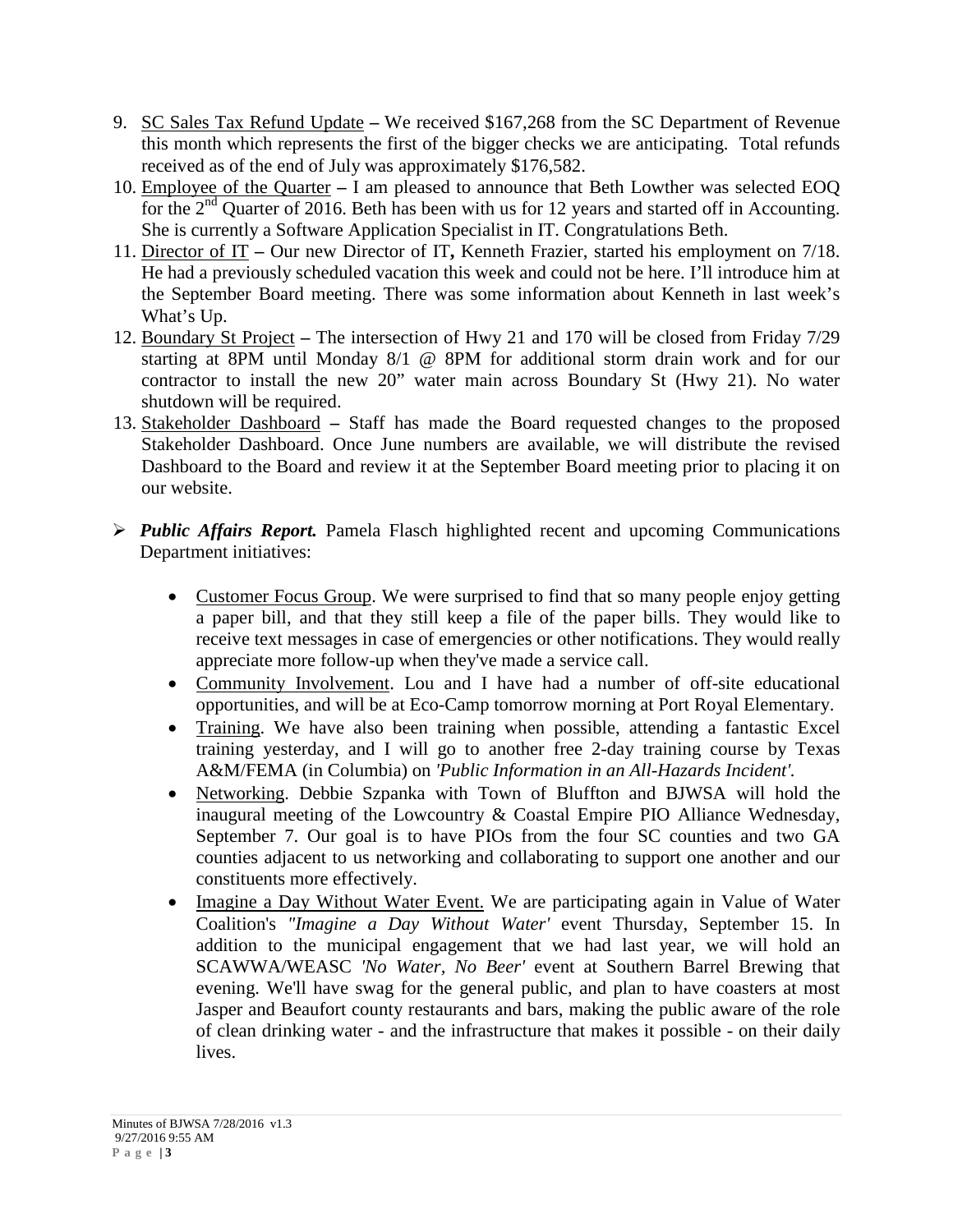9. <u>SC Sales Tax Refund Update</u> – We received $167,268 from the SC Department of Revenue this month which represents the first of the bigger checks we are anticipating. Total refunds received as of the end of July was approximately $176,582.
10. <u>Employee of the Quarter</u> – I am pleased to announce that Beth Lowther was selected EOQ for the 2nd Quarter of 2016. Beth has been with us for 12 years and started off in Accounting. She is currently a Software Application Specialist in IT. Congratulations Beth.
11. <u>Director of IT</u> – Our new Director of IT**,** Kenneth Frazier, started his employment on 7/18. He had a previously scheduled vacation this week and could not be here. I'll introduce him at the September Board meeting. There was some information about Kenneth in last week's What's Up.
12. <u>Boundary St Project</u> – The intersection of Hwy 21 and 170 will be closed from Friday 7/29 starting at 8PM until Monday 8/1 @ 8PM for additional storm drain work and for our contractor to install the new 20" water main across Boundary St (Hwy 21). No water shutdown will be required.
13. <u>Stakeholder Dashboard</u> – Staff has made the Board requested changes to the proposed Stakeholder Dashboard. Once June numbers are available, we will distribute the revised Dashboard to the Board and review it at the September Board meeting prior to placing it on our website.

- ***Public Affairs Report.*** Pamela Flasch highlighted recent and upcoming Communications Department initiatives:

  - <u>Customer Focus Group</u>. We were surprised to find that so many people enjoy getting a paper bill, and that they still keep a file of the paper bills. They would like to receive text messages in case of emergencies or other notifications. They would really appreciate more follow-up when they've made a service call.
  - <u>Community Involvement</u>. Lou and I have had a number of off-site educational opportunities, and will be at Eco-Camp tomorrow morning at Port Royal Elementary.
  - <u>Training</u>. We have also been training when possible, attending a fantastic Excel training yesterday, and I will go to another free 2-day training course by Texas A&M/FEMA (in Columbia) on *'Public Information in an All-Hazards Incident'.*
  - <u>Networking</u>. Debbie Szpanka with Town of Bluffton and BJWSA will hold the inaugural meeting of the Lowcountry & Coastal Empire PIO Alliance Wednesday, September 7. Our goal is to have PIOs from the four SC counties and two GA counties adjacent to us networking and collaborating to support one another and our constituents more effectively.
  - <u>Imagine a Day Without Water Event.</u> We are participating again in Value of Water Coalition's *"Imagine a Day Without Water'* event Thursday, September 15. In addition to the municipal engagement that we had last year, we will hold an SCAWWA/WEASC *'No Water, No Beer'* event at Southern Barrel Brewing that evening. We'll have swag for the general public, and plan to have coasters at most Jasper and Beaufort county restaurants and bars, making the public aware of the role of clean drinking water - and the infrastructure that makes it possible - on their daily lives.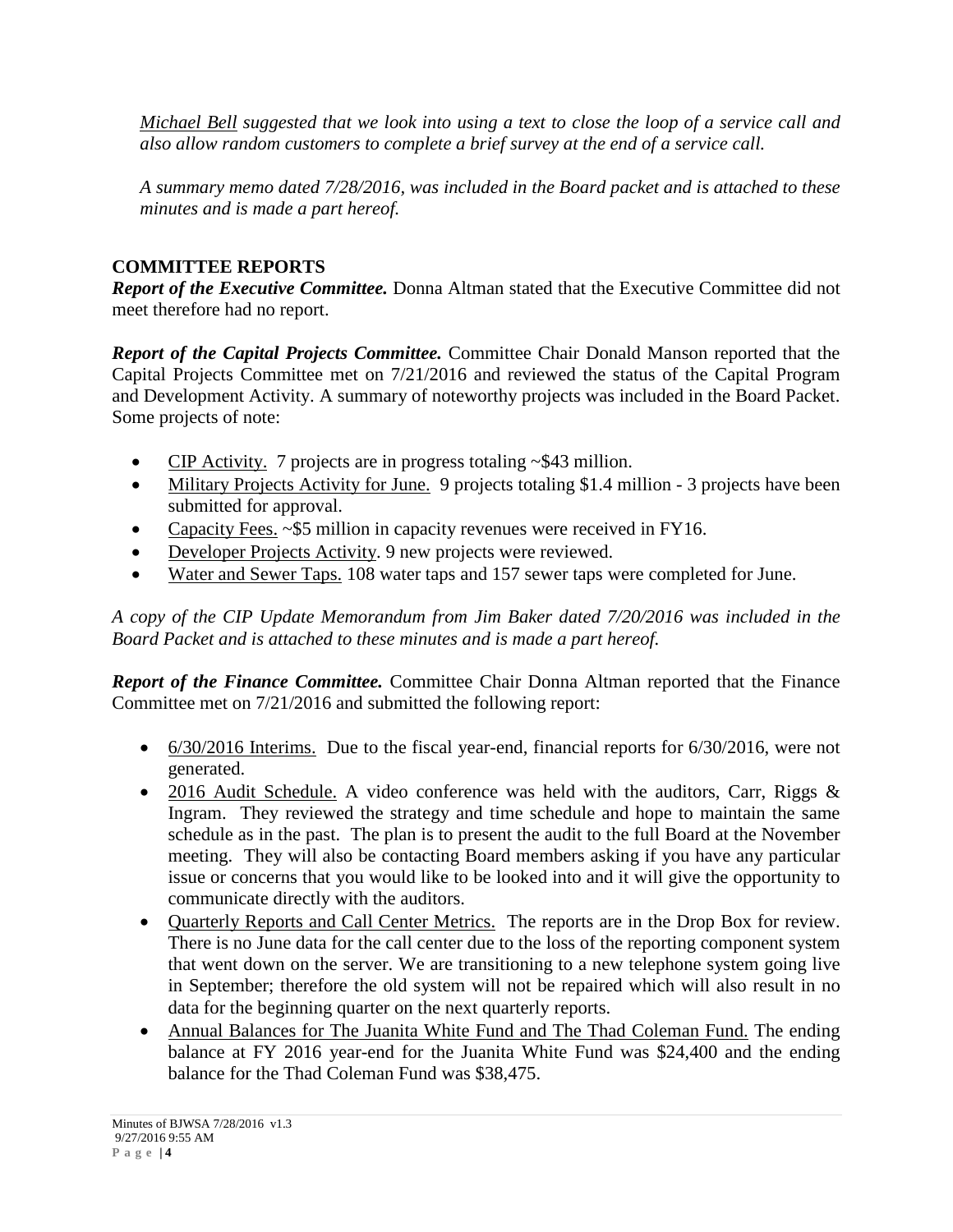*Michael Bell suggested that we look into using a text to close the loop of a service call and also allow random customers to complete a brief survey at the end of a service call.*

*A summary memo dated 7/28/2016, was included in the Board packet and is attached to these minutes and is made a part hereof.*

## COMMITTEE REPORTS

***Report of the Executive Committee.*** Donna Altman stated that the Executive Committee did not meet therefore had no report.

***Report of the Capital Projects Committee.*** Committee Chair Donald Manson reported that the Capital Projects Committee met on 7/21/2016 and reviewed the status of the Capital Program and Development Activity. A summary of noteworthy projects was included in the Board Packet. Some projects of note:

- CIP Activity. 7 projects are in progress totaling ~$43 million.
- Military Projects Activity for June. 9 projects totaling $1.4 million - 3 projects have been submitted for approval.
- Capacity Fees. ~$5 million in capacity revenues were received in FY16.
- Developer Projects Activity. 9 new projects were reviewed.
- Water and Sewer Taps. 108 water taps and 157 sewer taps were completed for June.

*A copy of the CIP Update Memorandum from Jim Baker dated 7/20/2016 was included in the Board Packet and is attached to these minutes and is made a part hereof.*

***Report of the Finance Committee.*** Committee Chair Donna Altman reported that the Finance Committee met on 7/21/2016 and submitted the following report:

- 6/30/2016 Interims. Due to the fiscal year-end, financial reports for 6/30/2016, were not generated.
- 2016 Audit Schedule. A video conference was held with the auditors, Carr, Riggs & Ingram. They reviewed the strategy and time schedule and hope to maintain the same schedule as in the past. The plan is to present the audit to the full Board at the November meeting. They will also be contacting Board members asking if you have any particular issue or concerns that you would like to be looked into and it will give the opportunity to communicate directly with the auditors.
- Quarterly Reports and Call Center Metrics. The reports are in the Drop Box for review. There is no June data for the call center due to the loss of the reporting component system that went down on the server. We are transitioning to a new telephone system going live in September; therefore the old system will not be repaired which will also result in no data for the beginning quarter on the next quarterly reports.
- Annual Balances for The Juanita White Fund and The Thad Coleman Fund. The ending balance at FY 2016 year-end for the Juanita White Fund was $24,400 and the ending balance for the Thad Coleman Fund was $38,475.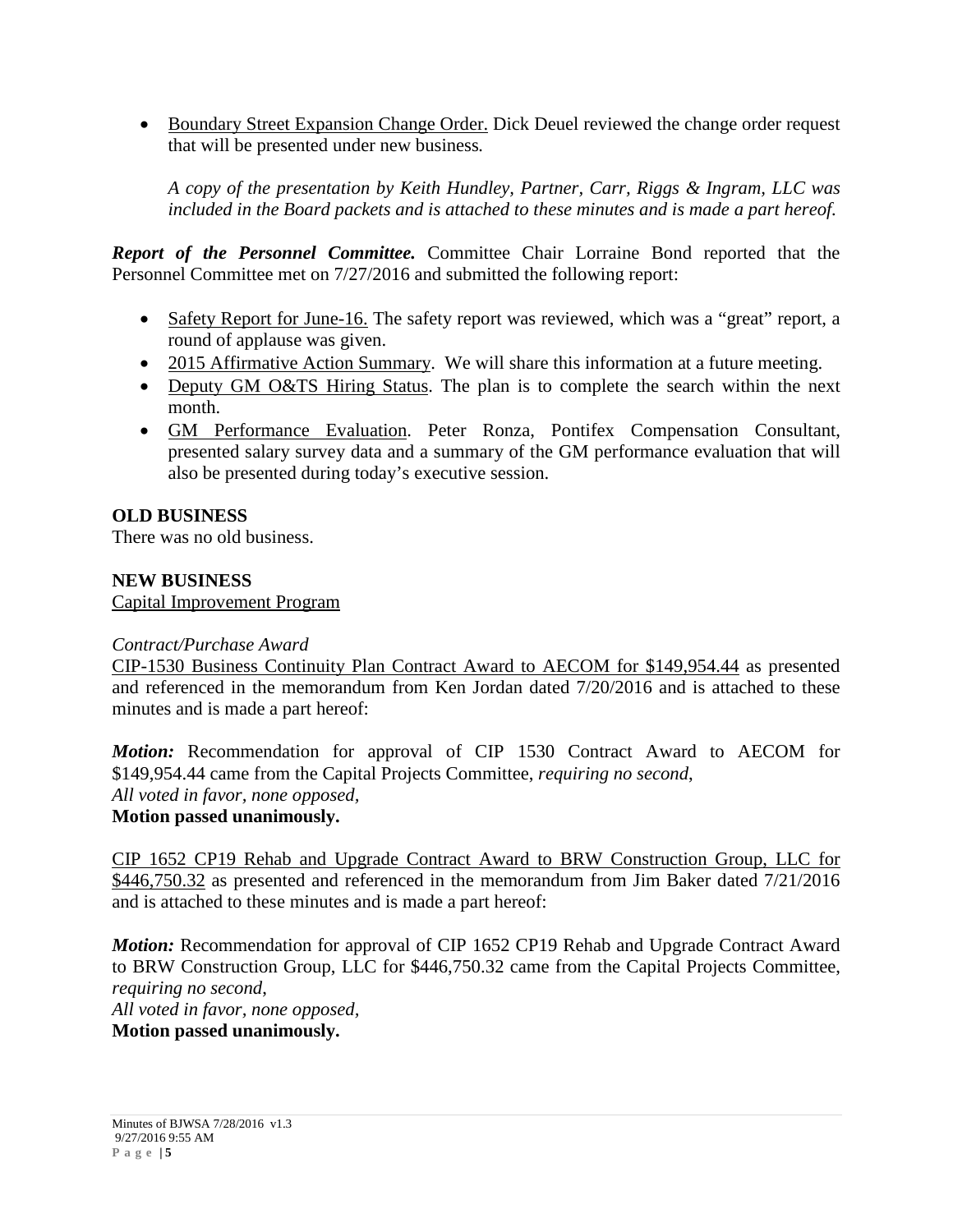- Boundary Street Expansion Change Order. Dick Deuel reviewed the change order request that will be presented under new business.

  *A copy of the presentation by Keith Hundley, Partner, Carr, Riggs & Ingram, LLC was included in the Board packets and is attached to these minutes and is made a part hereof.*

***Report of the Personnel Committee.*** Committee Chair Lorraine Bond reported that the Personnel Committee met on 7/27/2016 and submitted the following report:

- Safety Report for June-16. The safety report was reviewed, which was a "great" report, a round of applause was given.
- 2015 Affirmative Action Summary. We will share this information at a future meeting.
- Deputy GM O&TS Hiring Status. The plan is to complete the search within the next month.
- GM Performance Evaluation. Peter Ronza, Pontifex Compensation Consultant, presented salary survey data and a summary of the GM performance evaluation that will also be presented during today's executive session.

**OLD BUSINESS**

There was no old business.

**NEW BUSINESS**

Capital Improvement Program

*Contract/Purchase Award*

CIP-1530 Business Continuity Plan Contract Award to AECOM for $149,954.44 as presented and referenced in the memorandum from Ken Jordan dated 7/20/2016 and is attached to these minutes and is made a part hereof:

***Motion:*** Recommendation for approval of CIP 1530 Contract Award to AECOM for $149,954.44 came from the Capital Projects Committee, *requiring no second,*
*All voted in favor, none opposed,*
**Motion passed unanimously.**

CIP 1652 CP19 Rehab and Upgrade Contract Award to BRW Construction Group, LLC for $446,750.32 as presented and referenced in the memorandum from Jim Baker dated 7/21/2016 and is attached to these minutes and is made a part hereof:

***Motion:*** Recommendation for approval of CIP 1652 CP19 Rehab and Upgrade Contract Award to BRW Construction Group, LLC for $446,750.32 came from the Capital Projects Committee, *requiring no second,*
*All voted in favor, none opposed,*
**Motion passed unanimously.**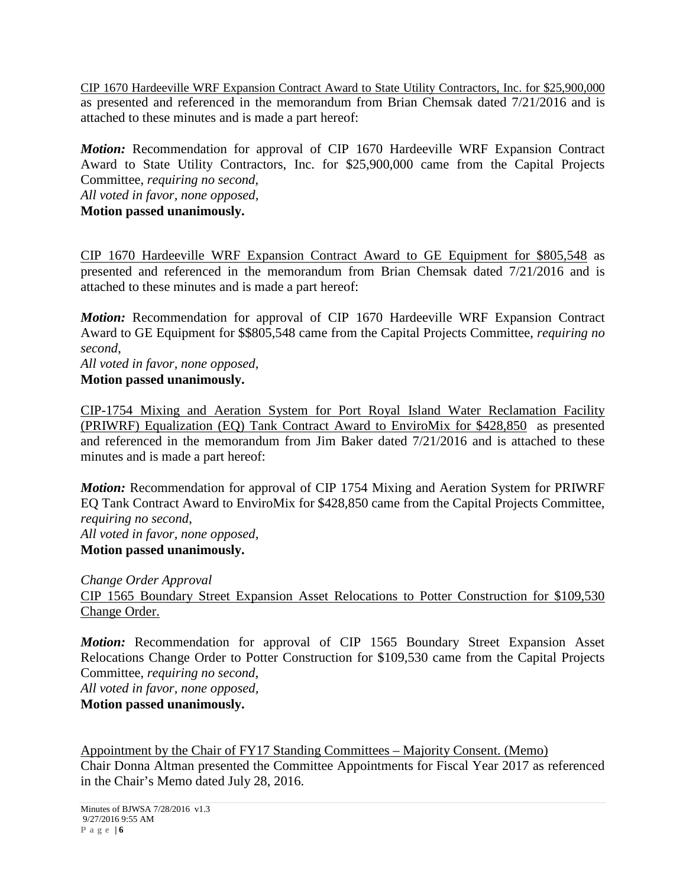CIP 1670 Hardeeville WRF Expansion Contract Award to State Utility Contractors, Inc. for $25,900,000 as presented and referenced in the memorandum from Brian Chemsak dated 7/21/2016 and is attached to these minutes and is made a part hereof:

***Motion:*** Recommendation for approval of CIP 1670 Hardeeville WRF Expansion Contract Award to State Utility Contractors, Inc. for $25,900,000 came from the Capital Projects Committee, *requiring no second*,
*All voted in favor, none opposed,*
**Motion passed unanimously.**

CIP 1670 Hardeeville WRF Expansion Contract Award to GE Equipment for $805,548 as presented and referenced in the memorandum from Brian Chemsak dated 7/21/2016 and is attached to these minutes and is made a part hereof:

***Motion:*** Recommendation for approval of CIP 1670 Hardeeville WRF Expansion Contract Award to GE Equipment for $$805,548 came from the Capital Projects Committee, *requiring no second*,
*All voted in favor, none opposed,*
**Motion passed unanimously.**

CIP-1754 Mixing and Aeration System for Port Royal Island Water Reclamation Facility (PRIWRF) Equalization (EQ) Tank Contract Award to EnviroMix for $428,850 as presented and referenced in the memorandum from Jim Baker dated 7/21/2016 and is attached to these minutes and is made a part hereof:

***Motion:*** Recommendation for approval of CIP 1754 Mixing and Aeration System for PRIWRF EQ Tank Contract Award to EnviroMix for $428,850 came from the Capital Projects Committee, *requiring no second*,
*All voted in favor, none opposed,*
**Motion passed unanimously.**

*Change Order Approval*
CIP 1565 Boundary Street Expansion Asset Relocations to Potter Construction for $109,530 Change Order.

***Motion:*** Recommendation for approval of CIP 1565 Boundary Street Expansion Asset Relocations Change Order to Potter Construction for $109,530 came from the Capital Projects Committee, *requiring no second*,
*All voted in favor, none opposed,*
**Motion passed unanimously.**

Appointment by the Chair of FY17 Standing Committees – Majority Consent. (Memo)
Chair Donna Altman presented the Committee Appointments for Fiscal Year 2017 as referenced in the Chair's Memo dated July 28, 2016.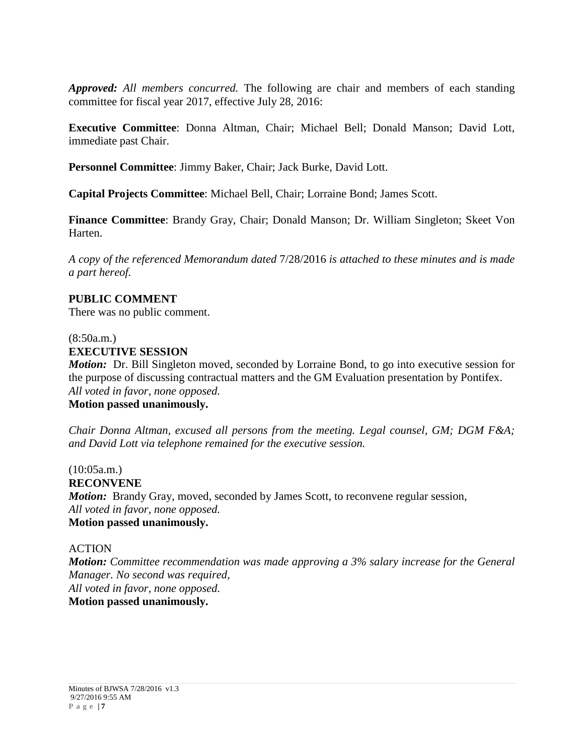***Approved:*** *All members concurred.* The following are chair and members of each standing committee for fiscal year 2017, effective July 28, 2016:

**Executive Committee**: Donna Altman, Chair; Michael Bell; Donald Manson; David Lott, immediate past Chair.

**Personnel Committee**: Jimmy Baker, Chair; Jack Burke, David Lott.

**Capital Projects Committee**: Michael Bell, Chair; Lorraine Bond; James Scott.

**Finance Committee**: Brandy Gray, Chair; Donald Manson; Dr. William Singleton; Skeet Von Harten.

*A copy of the referenced Memorandum dated* 7/28/2016 *is attached to these minutes and is made a part hereof.*

**PUBLIC COMMENT**

There was no public comment.

(8:50a.m.)

**EXECUTIVE SESSION**

***Motion:*** Dr. Bill Singleton moved, seconded by Lorraine Bond, to go into executive session for the purpose of discussing contractual matters and the GM Evaluation presentation by Pontifex.
*All voted in favor, none opposed.*
**Motion passed unanimously.**

*Chair Donna Altman, excused all persons from the meeting. Legal counsel, GM; DGM F&A; and David Lott via telephone remained for the executive session.*

(10:05a.m.)

**RECONVENE**

***Motion:*** Brandy Gray, moved, seconded by James Scott, to reconvene regular session,
*All voted in favor, none opposed.*
**Motion passed unanimously.**

ACTION

***Motion:*** *Committee recommendation was made approving a 3% salary increase for the General Manager. No second was required,*
*All voted in favor, none opposed.*
**Motion passed unanimously.**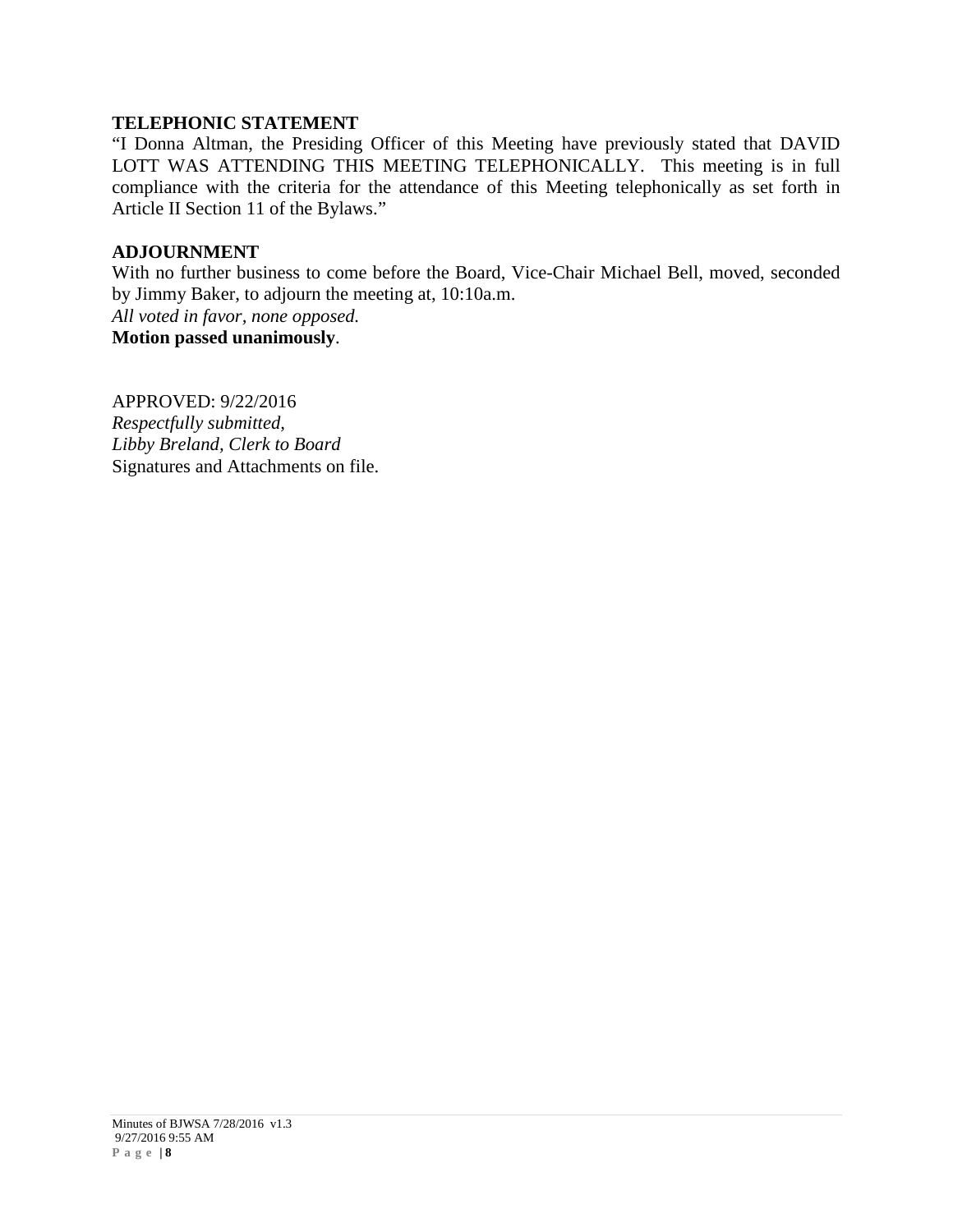**TELEPHONIC STATEMENT**

"I Donna Altman, the Presiding Officer of this Meeting have previously stated that DAVID LOTT WAS ATTENDING THIS MEETING TELEPHONICALLY. This meeting is in full compliance with the criteria for the attendance of this Meeting telephonically as set forth in Article II Section 11 of the Bylaws."

**ADJOURNMENT**

With no further business to come before the Board, Vice-Chair Michael Bell, moved, seconded by Jimmy Baker, to adjourn the meeting at, 10:10a.m.

*All voted in favor, none opposed.*

**Motion passed unanimously**.

APPROVED: 9/22/2016

*Respectfully submitted,*

*Libby Breland, Clerk to Board*

Signatures and Attachments on file.